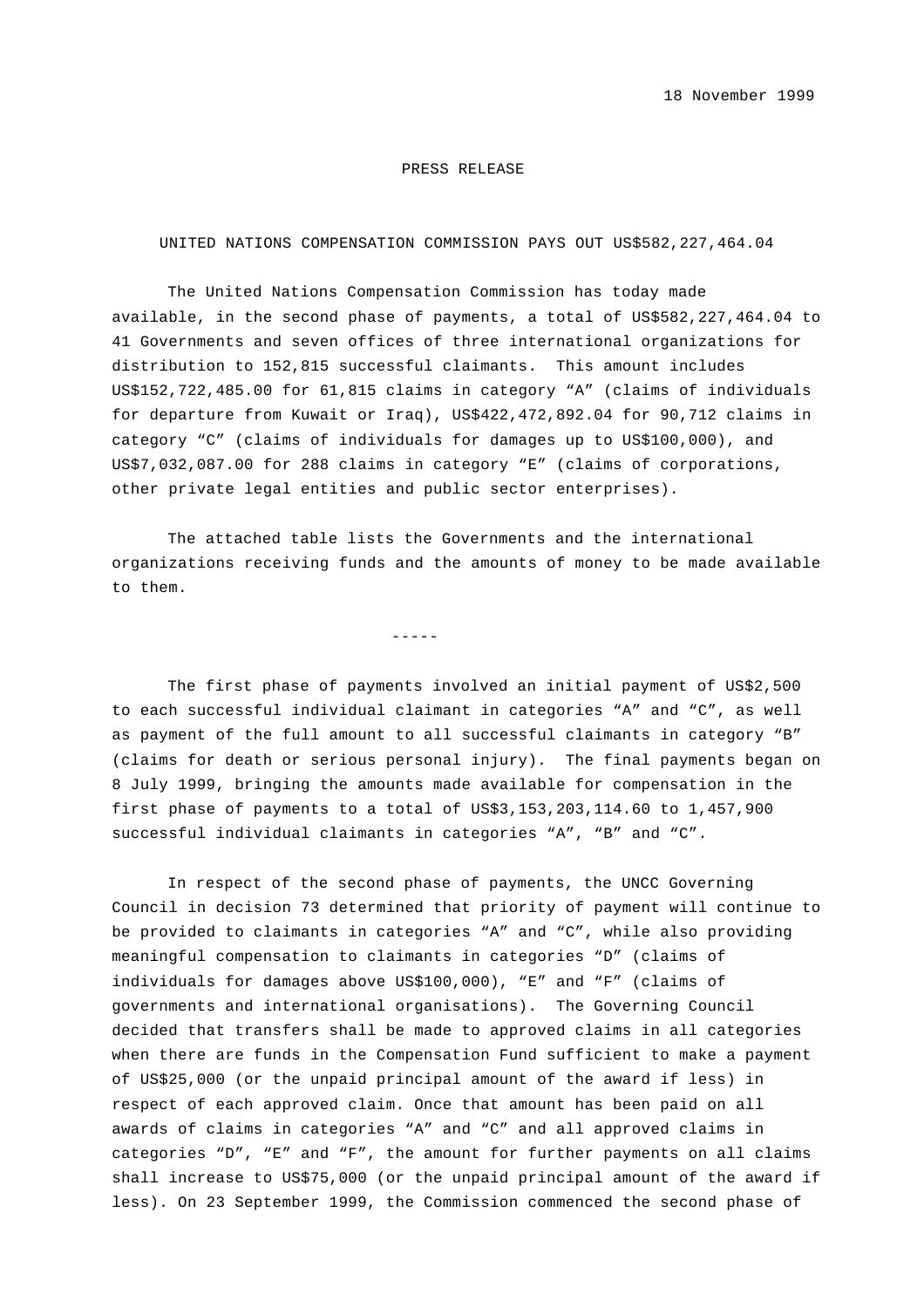18 November 1999

PRESS RELEASE

UNITED NATIONS COMPENSATION COMMISSION PAYS OUT US$582,227,464.04

The United Nations Compensation Commission has today made available, in the second phase of payments, a total of US$582,227,464.04 to 41 Governments and seven offices of three international organizations for distribution to 152,815 successful claimants. This amount includes US$152,722,485.00 for 61,815 claims in category "A" (claims of individuals for departure from Kuwait or Iraq), US$422,472,892.04 for 90,712 claims in category "C" (claims of individuals for damages up to US$100,000), and US$7,032,087.00 for 288 claims in category "E" (claims of corporations, other private legal entities and public sector enterprises).

The attached table lists the Governments and the international organizations receiving funds and the amounts of money to be made available to them.

-----

The first phase of payments involved an initial payment of US$2,500 to each successful individual claimant in categories "A" and "C", as well as payment of the full amount to all successful claimants in category "B" (claims for death or serious personal injury). The final payments began on 8 July 1999, bringing the amounts made available for compensation in the first phase of payments to a total of US$3,153,203,114.60 to 1,457,900 successful individual claimants in categories "A", "B" and "C".

In respect of the second phase of payments, the UNCC Governing Council in decision 73 determined that priority of payment will continue to be provided to claimants in categories "A" and "C", while also providing meaningful compensation to claimants in categories "D" (claims of individuals for damages above US$100,000), "E" and "F" (claims of governments and international organisations). The Governing Council decided that transfers shall be made to approved claims in all categories when there are funds in the Compensation Fund sufficient to make a payment of US$25,000 (or the unpaid principal amount of the award if less) in respect of each approved claim. Once that amount has been paid on all awards of claims in categories "A" and "C" and all approved claims in categories "D", "E" and "F", the amount for further payments on all claims shall increase to US$75,000 (or the unpaid principal amount of the award if less). On 23 September 1999, the Commission commenced the second phase of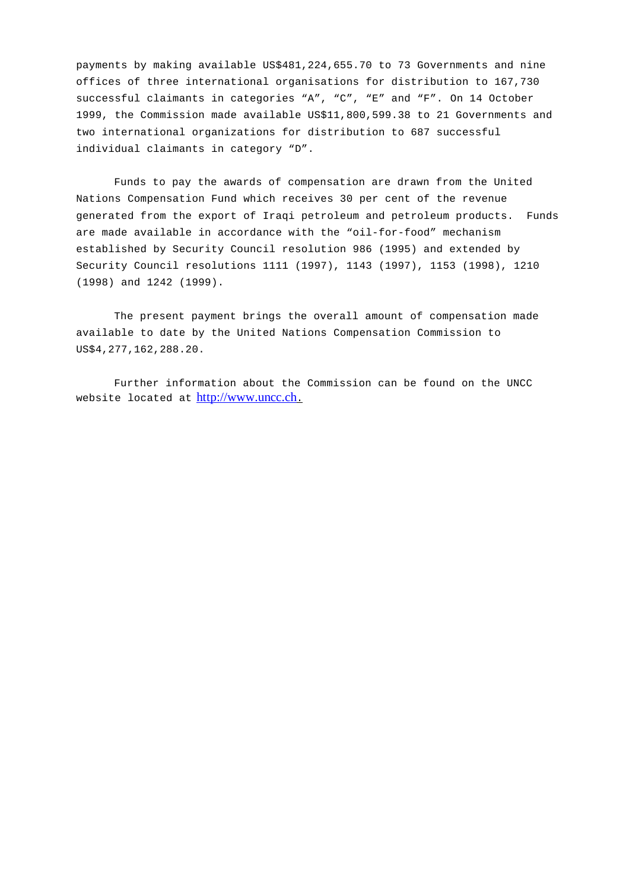payments by making available US$481,224,655.70 to 73 Governments and nine offices of three international organisations for distribution to 167,730 successful claimants in categories "A", "C", "E" and "F". On 14 October 1999, the Commission made available US$11,800,599.38 to 21 Governments and two international organizations for distribution to 687 successful individual claimants in category "D".

Funds to pay the awards of compensation are drawn from the United Nations Compensation Fund which receives 30 per cent of the revenue generated from the export of Iraqi petroleum and petroleum products. Funds are made available in accordance with the "oil-for-food" mechanism established by Security Council resolution 986 (1995) and extended by Security Council resolutions 1111 (1997), 1143 (1997), 1153 (1998), 1210 (1998) and 1242 (1999).

The present payment brings the overall amount of compensation made available to date by the United Nations Compensation Commission to US$4,277,162,288.20.

Further information about the Commission can be found on the UNCC website located at http://www.uncc.ch.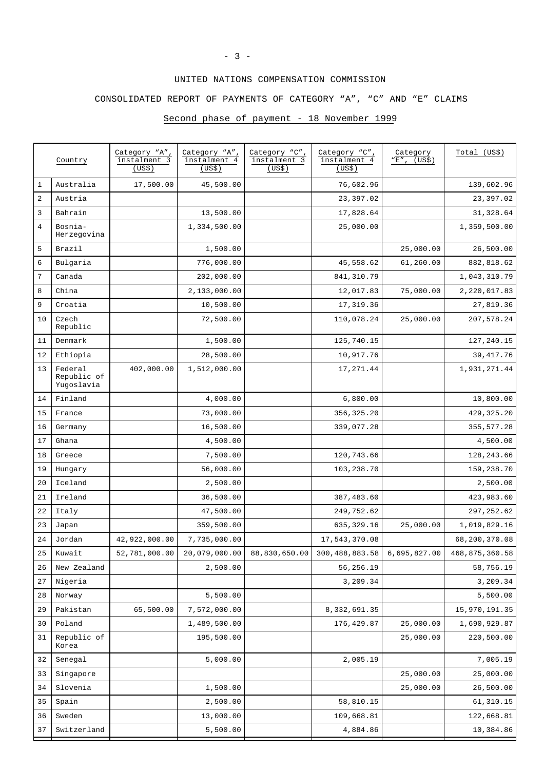UNITED NATIONS COMPENSATION COMMISSION

CONSOLIDATED REPORT OF PAYMENTS OF CATEGORY "A", "C" AND "E" CLAIMS

Second phase of payment - 18 November 1999

| | Country | Category "A", instalment 3 (US$) | Category "A", instalment 4 (US$) | Category "C", instalment 3 (US$) | Category "C", instalment 4 (US$) | Category "E", (US$) | Total (US$) |
|---|---|---|---|---|---|---|---|
| 1 | Australia | 17,500.00 | 45,500.00 | | 76,602.96 | | 139,602.96 |
| 2 | Austria | | | | 23,397.02 | | 23,397.02 |
| 3 | Bahrain | | 13,500.00 | | 17,828.64 | | 31,328.64 |
| 4 | Bosnia-Herzegovina | | 1,334,500.00 | | 25,000.00 | | 1,359,500.00 |
| 5 | Brazil | | 1,500.00 | | | 25,000.00 | 26,500.00 |
| 6 | Bulgaria | | 776,000.00 | | 45,558.62 | 61,260.00 | 882,818.62 |
| 7 | Canada | | 202,000.00 | | 841,310.79 | | 1,043,310.79 |
| 8 | China | | 2,133,000.00 | | 12,017.83 | 75,000.00 | 2,220,017.83 |
| 9 | Croatia | | 10,500.00 | | 17,319.36 | | 27,819.36 |
| 10 | Czech Republic | | 72,500.00 | | 110,078.24 | 25,000.00 | 207,578.24 |
| 11 | Denmark | | 1,500.00 | | 125,740.15 | | 127,240.15 |
| 12 | Ethiopia | | 28,500.00 | | 10,917.76 | | 39,417.76 |
| 13 | Federal Republic of Yugoslavia | 402,000.00 | 1,512,000.00 | | 17,271.44 | | 1,931,271.44 |
| 14 | Finland | | 4,000.00 | | 6,800.00 | | 10,800.00 |
| 15 | France | | 73,000.00 | | 356,325.20 | | 429,325.20 |
| 16 | Germany | | 16,500.00 | | 339,077.28 | | 355,577.28 |
| 17 | Ghana | | 4,500.00 | | | | 4,500.00 |
| 18 | Greece | | 7,500.00 | | 120,743.66 | | 128,243.66 |
| 19 | Hungary | | 56,000.00 | | 103,238.70 | | 159,238.70 |
| 20 | Iceland | | 2,500.00 | | | | 2,500.00 |
| 21 | Ireland | | 36,500.00 | | 387,483.60 | | 423,983.60 |
| 22 | Italy | | 47,500.00 | | 249,752.62 | | 297,252.62 |
| 23 | Japan | | 359,500.00 | | 635,329.16 | 25,000.00 | 1,019,829.16 |
| 24 | Jordan | 42,922,000.00 | 7,735,000.00 | | 17,543,370.08 | | 68,200,370.08 |
| 25 | Kuwait | 52,781,000.00 | 20,079,000.00 | 88,830,650.00 | 300,488,883.58 | 6,695,827.00 | 468,875,360.58 |
| 26 | New Zealand | | 2,500.00 | | 56,256.19 | | 58,756.19 |
| 27 | Nigeria | | | | 3,209.34 | | 3,209.34 |
| 28 | Norway | | 5,500.00 | | | | 5,500.00 |
| 29 | Pakistan | 65,500.00 | 7,572,000.00 | | 8,332,691.35 | | 15,970,191.35 |
| 30 | Poland | | 1,489,500.00 | | 176,429.87 | 25,000.00 | 1,690,929.87 |
| 31 | Republic of Korea | | 195,500.00 | | | 25,000.00 | 220,500.00 |
| 32 | Senegal | | 5,000.00 | | 2,005.19 | | 7,005.19 |
| 33 | Singapore | | | | | 25,000.00 | 25,000.00 |
| 34 | Slovenia | | 1,500.00 | | | 25,000.00 | 26,500.00 |
| 35 | Spain | | 2,500.00 | | 58,810.15 | | 61,310.15 |
| 36 | Sweden | | 13,000.00 | | 109,668.81 | | 122,668.81 |
| 37 | Switzerland | | 5,500.00 | | 4,884.86 | | 10,384.86 |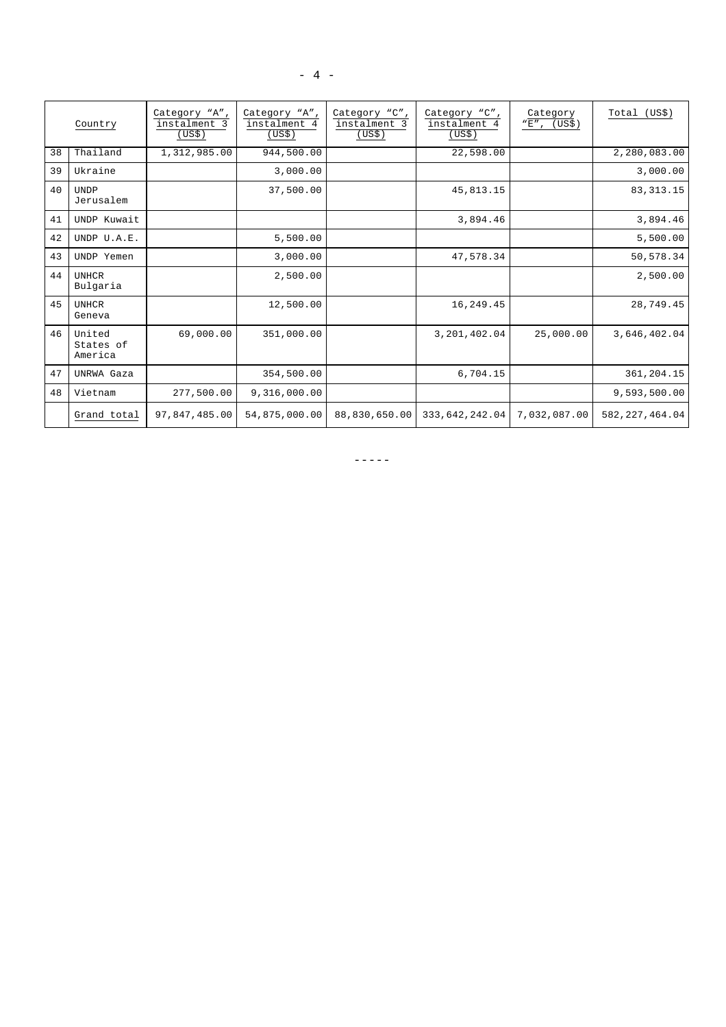| | Country | Category "A", instalment 3 (US$) | Category "A", instalment 4 (US$) | Category "C", instalment 3 (US$) | Category "C", instalment 4 (US$) | Category "E", (US$) | Total (US$) |
|---|---|---|---|---|---|---|---|
| 38 | Thailand | 1,312,985.00 | 944,500.00 | | 22,598.00 | | 2,280,083.00 |
| 39 | Ukraine | | 3,000.00 | | | | 3,000.00 |
| 40 | UNDP Jerusalem | | 37,500.00 | | 45,813.15 | | 83,313.15 |
| 41 | UNDP Kuwait | | | | 3,894.46 | | 3,894.46 |
| 42 | UNDP U.A.E. | | 5,500.00 | | | | 5,500.00 |
| 43 | UNDP Yemen | | 3,000.00 | | 47,578.34 | | 50,578.34 |
| 44 | UNHCR Bulgaria | | 2,500.00 | | | | 2,500.00 |
| 45 | UNHCR Geneva | | 12,500.00 | | 16,249.45 | | 28,749.45 |
| 46 | United States of America | 69,000.00 | 351,000.00 | | 3,201,402.04 | 25,000.00 | 3,646,402.04 |
| 47 | UNRWA Gaza | | 354,500.00 | | 6,704.15 | | 361,204.15 |
| 48 | Vietnam | 277,500.00 | 9,316,000.00 | | | | 9,593,500.00 |
| | Grand total | 97,847,485.00 | 54,875,000.00 | 88,830,650.00 | 333,642,242.04 | 7,032,087.00 | 582,227,464.04 |

-----